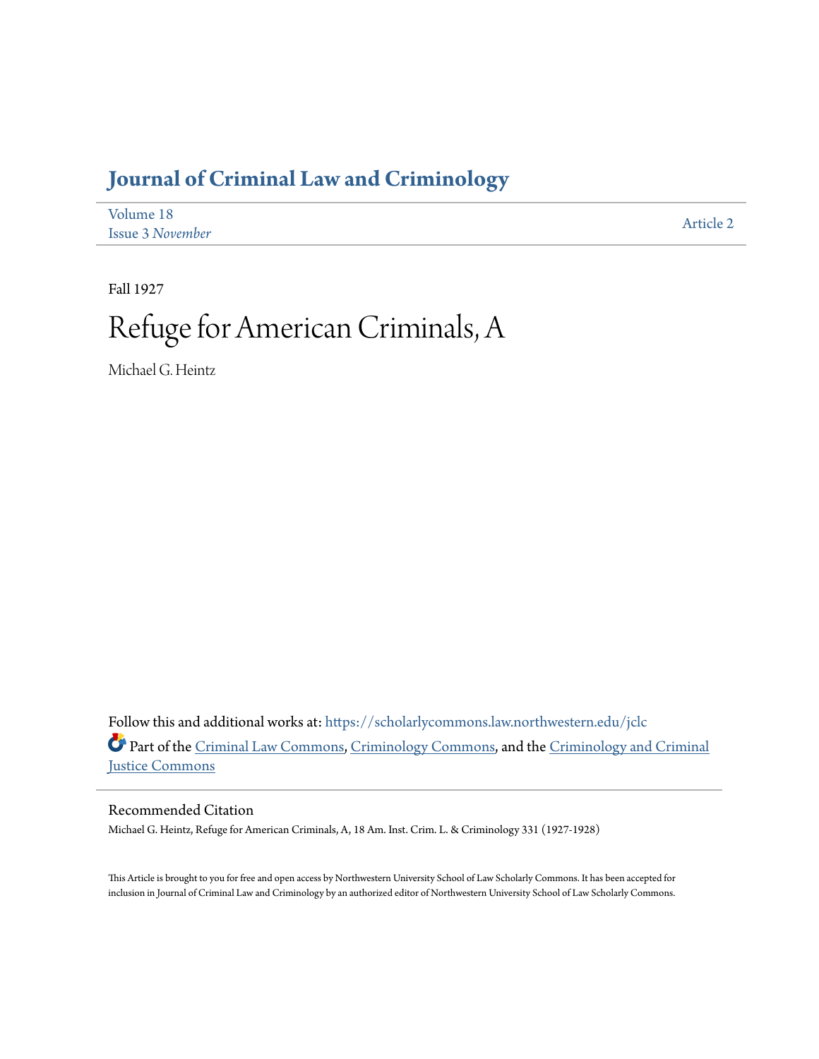# Journal of Criminal Law and Criminology

Volume 18
Issue 3 *November*

Article 2

Fall 1927

# Refuge for American Criminals, A

Michael G. Heintz

Follow this and additional works at: https://scholarlycommons.law.northwestern.edu/jclc

Part of the Criminal Law Commons, Criminology Commons, and the Criminology and Criminal Justice Commons

## Recommended Citation

Michael G. Heintz, Refuge for American Criminals, A, 18 Am. Inst. Crim. L. & Criminology 331 (1927-1928)

This Article is brought to you for free and open access by Northwestern University School of Law Scholarly Commons. It has been accepted for inclusion in Journal of Criminal Law and Criminology by an authorized editor of Northwestern University School of Law Scholarly Commons.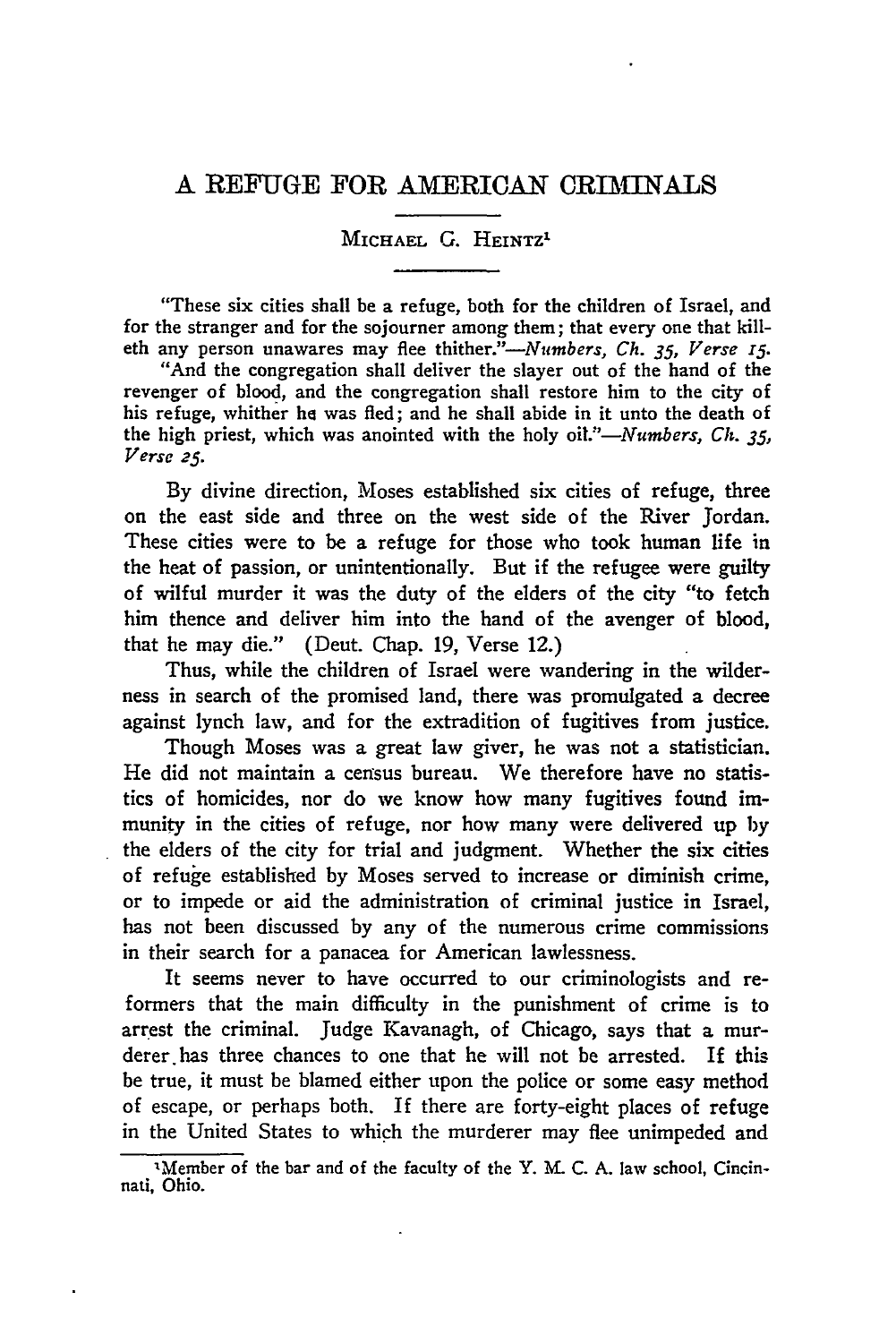# A REFUGE FOR AMERICAN CRIMINALS

MICHAEL G. HEINTZ[1]

"These six cities shall be a refuge, both for the children of Israel, and for the stranger and for the sojourner among them; that every one that killeth any person unawares may flee thither."—*Numbers, Ch. 35, Verse 15.*

"And the congregation shall deliver the slayer out of the hand of the revenger of blood, and the congregation shall restore him to the city of his refuge, whither he was fled; and he shall abide in it unto the death of the high priest, which was anointed with the holy oil."—*Numbers, Ch. 35, Verse 25.*

By divine direction, Moses established six cities of refuge, three on the east side and three on the west side of the River Jordan. These cities were to be a refuge for those who took human life in the heat of passion, or unintentionally. But if the refugee were guilty of wilful murder it was the duty of the elders of the city "to fetch him thence and deliver him into the hand of the avenger of blood, that he may die." (Deut. Chap. 19, Verse 12.)

Thus, while the children of Israel were wandering in the wilderness in search of the promised land, there was promulgated a decree against lynch law, and for the extradition of fugitives from justice.

Though Moses was a great law giver, he was not a statistician. He did not maintain a census bureau. We therefore have no statistics of homicides, nor do we know how many fugitives found immunity in the cities of refuge, nor how many were delivered up by the elders of the city for trial and judgment. Whether the six cities of refuge established by Moses served to increase or diminish crime, or to impede or aid the administration of criminal justice in Israel, has not been discussed by any of the numerous crime commissions in their search for a panacea for American lawlessness.

It seems never to have occurred to our criminologists and reformers that the main difficulty in the punishment of crime is to arrest the criminal. Judge Kavanagh, of Chicago, says that a murderer has three chances to one that he will not be arrested. If this be true, it must be blamed either upon the police or some easy method of escape, or perhaps both. If there are forty-eight places of refuge in the United States to which the murderer may flee unimpeded and

[1] Member of the bar and of the faculty of the Y. M. C. A. law school, Cincinnati, Ohio.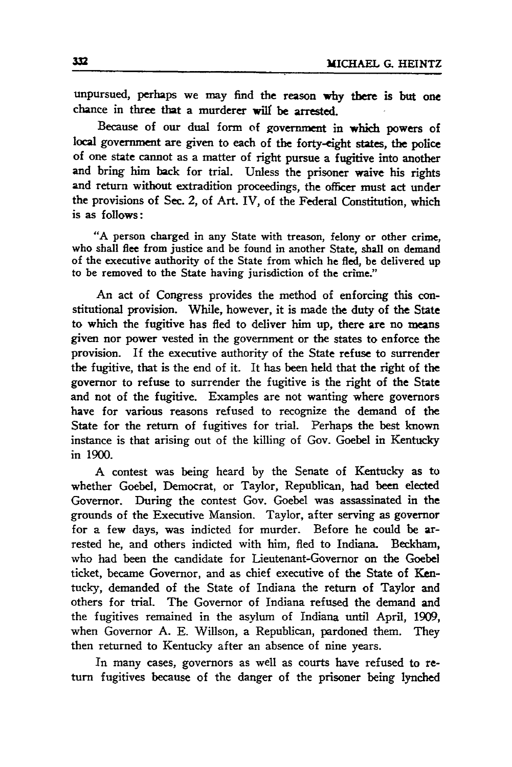unpursued, perhaps we may find the reason why there is but one chance in three that a murderer will be arrested.

Because of our dual form of government in which powers of local government are given to each of the forty-eight states, the police of one state cannot as a matter of right pursue a fugitive into another and bring him back for trial. Unless the prisoner waive his rights and return without extradition proceedings, the officer must act under the provisions of Sec. 2, of Art. IV, of the Federal Constitution, which is as follows:

> "A person charged in any State with treason, felony or other crime, who shall flee from justice and be found in another State, shall on demand of the executive authority of the State from which he fled, be delivered up to be removed to the State having jurisdiction of the crime."

An act of Congress provides the method of enforcing this constitutional provision. While, however, it is made the duty of the State to which the fugitive has fled to deliver him up, there are no means given nor power vested in the government or the states to enforce the provision. If the executive authority of the State refuse to surrender the fugitive, that is the end of it. It has been held that the right of the governor to refuse to surrender the fugitive is the right of the State and not of the fugitive. Examples are not wanting where governors have for various reasons refused to recognize the demand of the State for the return of fugitives for trial. Perhaps the best known instance is that arising out of the killing of Gov. Goebel in Kentucky in 1900.

A contest was being heard by the Senate of Kentucky as to whether Goebel, Democrat, or Taylor, Republican, had been elected Governor. During the contest Gov. Goebel was assassinated in the grounds of the Executive Mansion. Taylor, after serving as governor for a few days, was indicted for murder. Before he could be arrested he, and others indicted with him, fled to Indiana. Beckham, who had been the candidate for Lieutenant-Governor on the Goebel ticket, became Governor, and as chief executive of the State of Kentucky, demanded of the State of Indiana the return of Taylor and others for trial. The Governor of Indiana refused the demand and the fugitives remained in the asylum of Indiana until April, 1909, when Governor A. E. Willson, a Republican, pardoned them. They then returned to Kentucky after an absence of nine years.

In many cases, governors as well as courts have refused to return fugitives because of the danger of the prisoner being lynched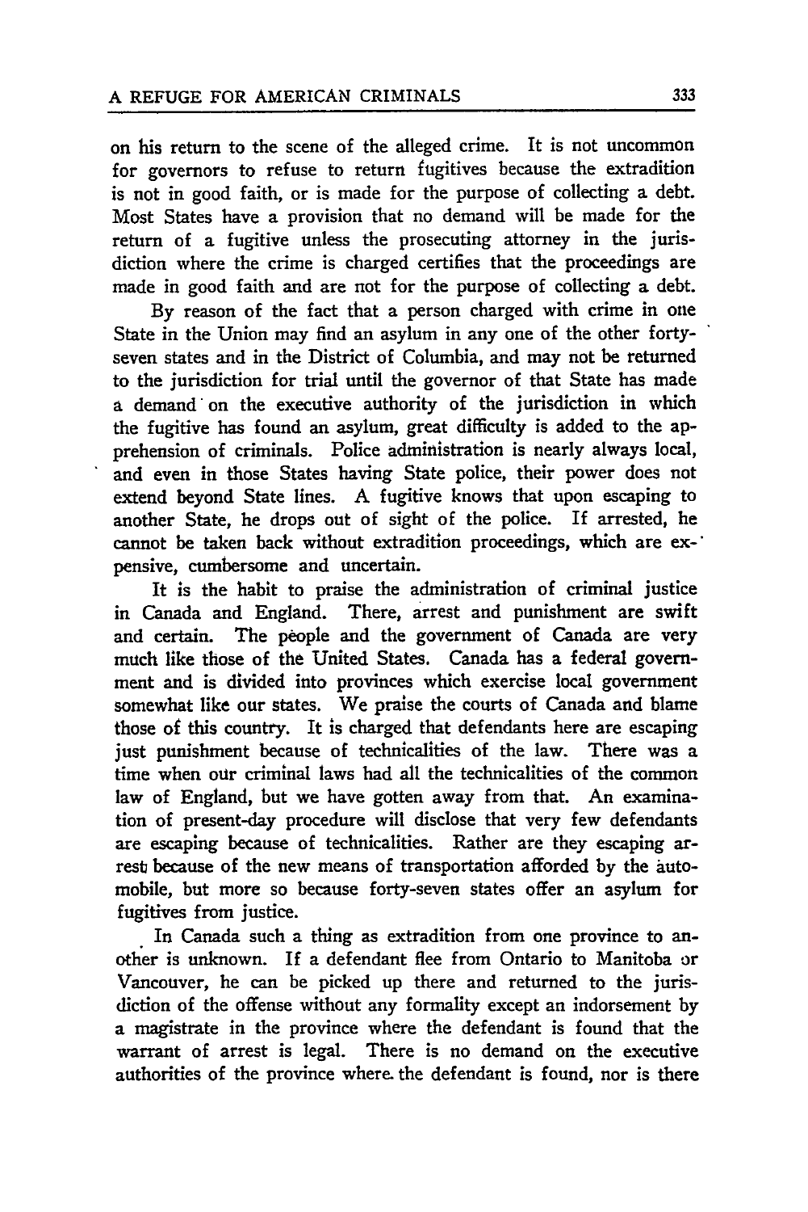on his return to the scene of the alleged crime. It is not uncommon for governors to refuse to return fugitives because the extradition is not in good faith, or is made for the purpose of collecting a debt. Most States have a provision that no demand will be made for the return of a fugitive unless the prosecuting attorney in the jurisdiction where the crime is charged certifies that the proceedings are made in good faith and are not for the purpose of collecting a debt.

By reason of the fact that a person charged with crime in one State in the Union may find an asylum in any one of the other forty-seven states and in the District of Columbia, and may not be returned to the jurisdiction for trial until the governor of that State has made a demand on the executive authority of the jurisdiction in which the fugitive has found an asylum, great difficulty is added to the apprehension of criminals. Police administration is nearly always local, and even in those States having State police, their power does not extend beyond State lines. A fugitive knows that upon escaping to another State, he drops out of sight of the police. If arrested, he cannot be taken back without extradition proceedings, which are expensive, cumbersome and uncertain.

It is the habit to praise the administration of criminal justice in Canada and England. There, arrest and punishment are swift and certain. The people and the government of Canada are very much like those of the United States. Canada has a federal government and is divided into provinces which exercise local government somewhat like our states. We praise the courts of Canada and blame those of this country. It is charged that defendants here are escaping just punishment because of technicalities of the law. There was a time when our criminal laws had all the technicalities of the common law of England, but we have gotten away from that. An examination of present-day procedure will disclose that very few defendants are escaping because of technicalities. Rather are they escaping arrest because of the new means of transportation afforded by the automobile, but more so because forty-seven states offer an asylum for fugitives from justice.

In Canada such a thing as extradition from one province to another is unknown. If a defendant flee from Ontario to Manitoba or Vancouver, he can be picked up there and returned to the jurisdiction of the offense without any formality except an indorsement by a magistrate in the province where the defendant is found that the warrant of arrest is legal. There is no demand on the executive authorities of the province where the defendant is found, nor is there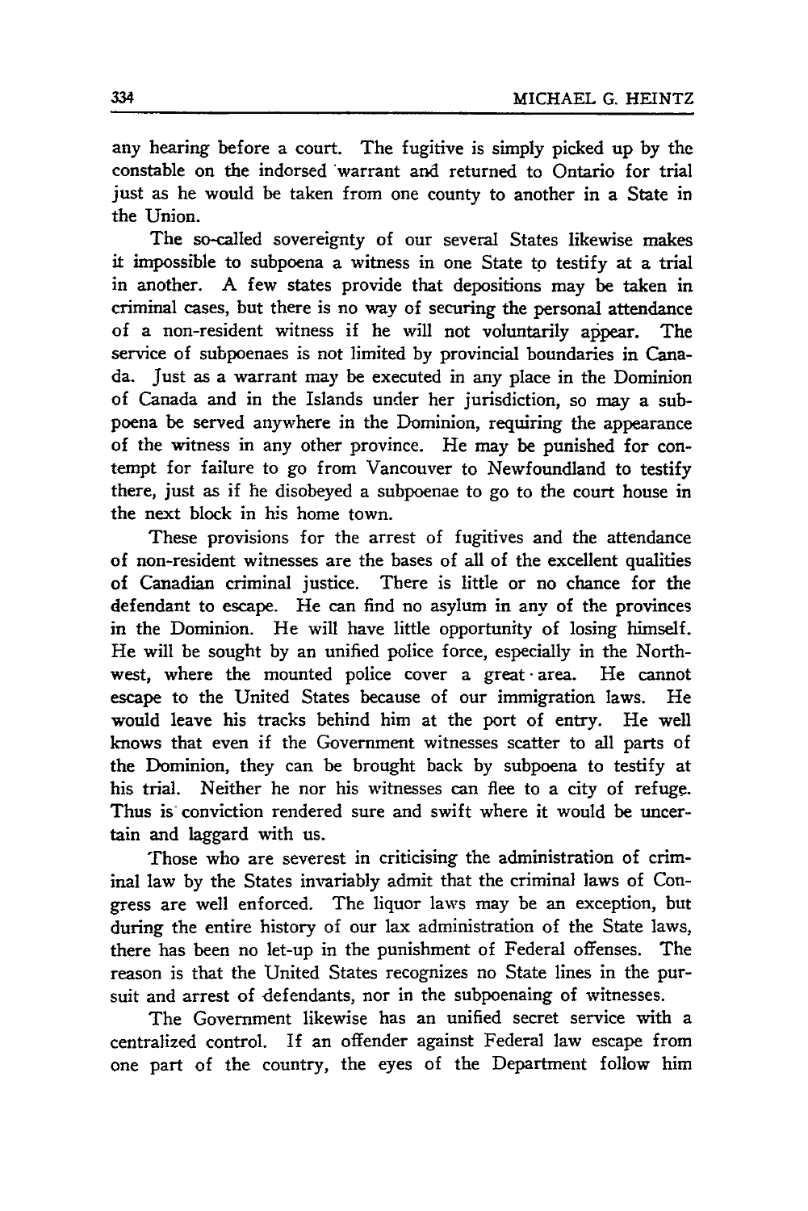any hearing before a court. The fugitive is simply picked up by the constable on the indorsed warrant and returned to Ontario for trial just as he would be taken from one county to another in a State in the Union.

The so-called sovereignty of our several States likewise makes it impossible to subpoena a witness in one State to testify at a trial in another. A few states provide that depositions may be taken in criminal cases, but there is no way of securing the personal attendance of a non-resident witness if he will not voluntarily appear. The service of subpoenaes is not limited by provincial boundaries in Canada. Just as a warrant may be executed in any place in the Dominion of Canada and in the Islands under her jurisdiction, so may a subpoena be served anywhere in the Dominion, requiring the appearance of the witness in any other province. He may be punished for contempt for failure to go from Vancouver to Newfoundland to testify there, just as if he disobeyed a subpoenae to go to the court house in the next block in his home town.

These provisions for the arrest of fugitives and the attendance of non-resident witnesses are the bases of all of the excellent qualities of Canadian criminal justice. There is little or no chance for the defendant to escape. He can find no asylum in any of the provinces in the Dominion. He will have little opportunity of losing himself. He will be sought by an unified police force, especially in the Northwest, where the mounted police cover a great area. He cannot escape to the United States because of our immigration laws. He would leave his tracks behind him at the port of entry. He well knows that even if the Government witnesses scatter to all parts of the Dominion, they can be brought back by subpoena to testify at his trial. Neither he nor his witnesses can flee to a city of refuge. Thus is conviction rendered sure and swift where it would be uncertain and laggard with us.

Those who are severest in criticising the administration of criminal law by the States invariably admit that the criminal laws of Congress are well enforced. The liquor laws may be an exception, but during the entire history of our lax administration of the State laws, there has been no let-up in the punishment of Federal offenses. The reason is that the United States recognizes no State lines in the pursuit and arrest of defendants, nor in the subpoenaing of witnesses.

The Government likewise has an unified secret service with a centralized control. If an offender against Federal law escape from one part of the country, the eyes of the Department follow him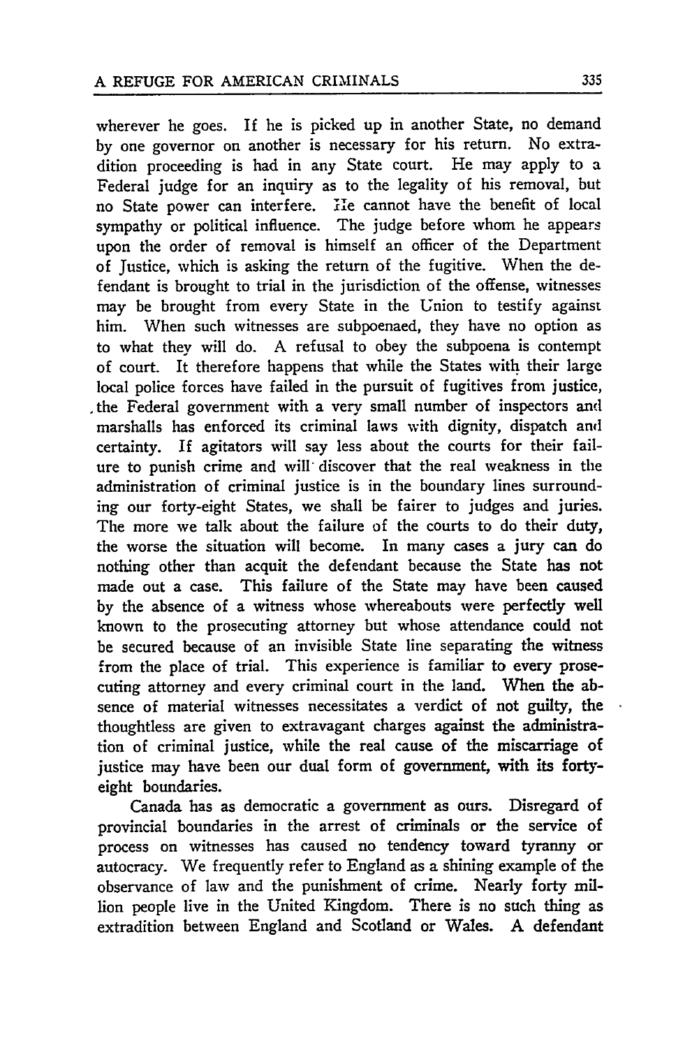wherever he goes. If he is picked up in another State, no demand by one governor on another is necessary for his return. No extradition proceeding is had in any State court. He may apply to a Federal judge for an inquiry as to the legality of his removal, but no State power can interfere. He cannot have the benefit of local sympathy or political influence. The judge before whom he appears upon the order of removal is himself an officer of the Department of Justice, which is asking the return of the fugitive. When the defendant is brought to trial in the jurisdiction of the offense, witnesses may be brought from every State in the Union to testify against him. When such witnesses are subpoenaed, they have no option as to what they will do. A refusal to obey the subpoena is contempt of court. It therefore happens that while the States with their large local police forces have failed in the pursuit of fugitives from justice, the Federal government with a very small number of inspectors and marshalls has enforced its criminal laws with dignity, dispatch and certainty. If agitators will say less about the courts for their failure to punish crime and will discover that the real weakness in the administration of criminal justice is in the boundary lines surrounding our forty-eight States, we shall be fairer to judges and juries. The more we talk about the failure of the courts to do their duty, the worse the situation will become. In many cases a jury can do nothing other than acquit the defendant because the State has not made out a case. This failure of the State may have been caused by the absence of a witness whose whereabouts were perfectly well known to the prosecuting attorney but whose attendance could not be secured because of an invisible State line separating the witness from the place of trial. This experience is familiar to every prosecuting attorney and every criminal court in the land. When the absence of material witnesses necessitates a verdict of not guilty, the thoughtless are given to extravagant charges against the administration of criminal justice, while the real cause of the miscarriage of justice may have been our dual form of government, with its forty-eight boundaries.

Canada has as democratic a government as ours. Disregard of provincial boundaries in the arrest of criminals or the service of process on witnesses has caused no tendency toward tyranny or autocracy. We frequently refer to England as a shining example of the observance of law and the punishment of crime. Nearly forty million people live in the United Kingdom. There is no such thing as extradition between England and Scotland or Wales. A defendant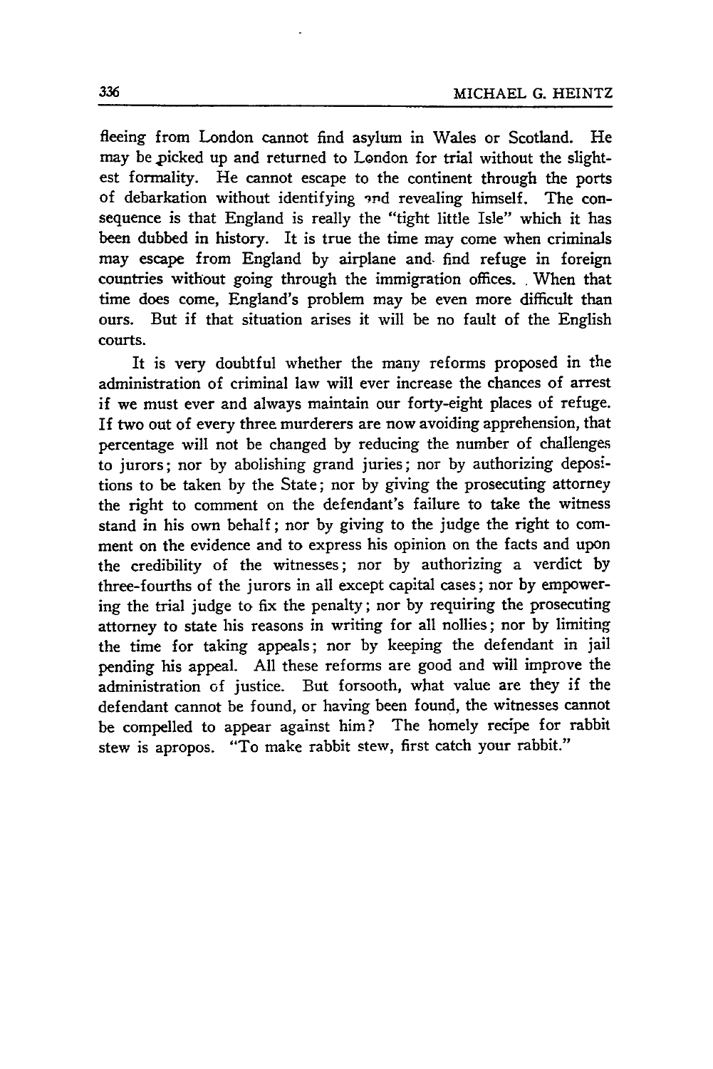fleeing from London cannot find asylum in Wales or Scotland. He may be picked up and returned to London for trial without the slightest formality. He cannot escape to the continent through the ports of debarkation without identifying and revealing himself. The consequence is that England is really the "tight little Isle" which it has been dubbed in history. It is true the time may come when criminals may escape from England by airplane and find refuge in foreign countries without going through the immigration offices. When that time does come, England's problem may be even more difficult than ours. But if that situation arises it will be no fault of the English courts.

It is very doubtful whether the many reforms proposed in the administration of criminal law will ever increase the chances of arrest if we must ever and always maintain our forty-eight places of refuge. If two out of every three murderers are now avoiding apprehension, that percentage will not be changed by reducing the number of challenges to jurors; nor by abolishing grand juries; nor by authorizing depositions to be taken by the State; nor by giving the prosecuting attorney the right to comment on the defendant's failure to take the witness stand in his own behalf; nor by giving to the judge the right to comment on the evidence and to express his opinion on the facts and upon the credibility of the witnesses; nor by authorizing a verdict by three-fourths of the jurors in all except capital cases; nor by empowering the trial judge to fix the penalty; nor by requiring the prosecuting attorney to state his reasons in writing for all nollies; nor by limiting the time for taking appeals; nor by keeping the defendant in jail pending his appeal. All these reforms are good and will improve the administration of justice. But forsooth, what value are they if the defendant cannot be found, or having been found, the witnesses cannot be compelled to appear against him? The homely recipe for rabbit stew is apropos. "To make rabbit stew, first catch your rabbit."